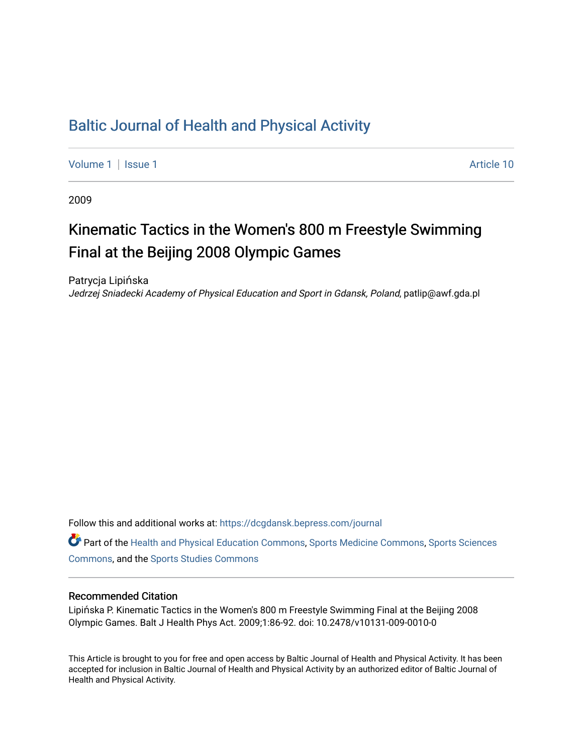# Baltic Journal of Health and Physical Activity

Volume 1 | Issue 1 Article 10

2009

## Kinematic Tactics in the Women's 800 m Freestyle Swimming Final at the Beijing 2008 Olympic Games

Patrycja Lipińska
*Jedrzej Sniadecki Academy of Physical Education and Sport in Gdansk, Poland*, patlip@awf.gda.pl

Follow this and additional works at: https://dcgdansk.bepress.com/journal

Part of the Health and Physical Education Commons, Sports Medicine Commons, Sports Sciences Commons, and the Sports Studies Commons

### Recommended Citation

Lipińska P. Kinematic Tactics in the Women's 800 m Freestyle Swimming Final at the Beijing 2008 Olympic Games. Balt J Health Phys Act. 2009;1:86-92. doi: 10.2478/v10131-009-0010-0

This Article is brought to you for free and open access by Baltic Journal of Health and Physical Activity. It has been accepted for inclusion in Baltic Journal of Health and Physical Activity by an authorized editor of Baltic Journal of Health and Physical Activity.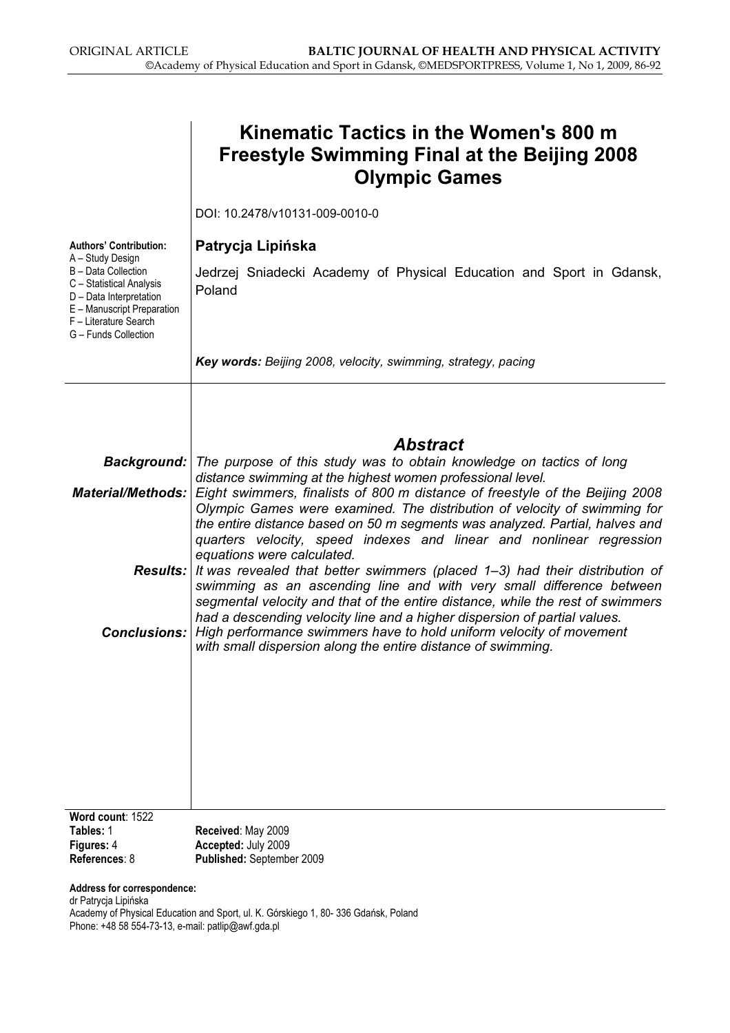# Kinematic Tactics in the Women's 800 m Freestyle Swimming Final at the Beijing 2008 Olympic Games

DOI: 10.2478/v10131-009-0010-0

**Authors' Contribution:**
A – Study Design
B – Data Collection
C – Statistical Analysis
D – Data Interpretation
E – Manuscript Preparation
F – Literature Search
G – Funds Collection

**Patrycja Lipińska**

Jedrzej Sniadecki Academy of Physical Education and Sport in Gdansk, Poland

***Key words:*** *Beijing 2008, velocity, swimming, strategy, pacing*

## *Abstract*

***Background:*** *The purpose of this study was to obtain knowledge on tactics of long distance swimming at the highest women professional level.*

***Material/Methods:*** *Eight swimmers, finalists of 800 m distance of freestyle of the Beijing 2008 Olympic Games were examined. The distribution of velocity of swimming for the entire distance based on 50 m segments was analyzed. Partial, halves and quarters velocity, speed indexes and linear and nonlinear regression equations were calculated.*

***Results:*** *It was revealed that better swimmers (placed 1–3) had their distribution of swimming as an ascending line and with very small difference between segmental velocity and that of the entire distance, while the rest of swimmers had a descending velocity line and a higher dispersion of partial values.*

***Conclusions:*** *High performance swimmers have to hold uniform velocity of movement with small dispersion along the entire distance of swimming.*

**Word count**: 1522
**Tables:** 1
**Figures:** 4
**References**: 8

**Received**: May 2009
**Accepted:** July 2009
**Published:** September 2009

**Address for correspondence:**
dr Patrycja Lipińska
Academy of Physical Education and Sport, ul. K. Górskiego 1, 80- 336 Gdańsk, Poland
Phone: +48 58 554-73-13, e-mail: patlip@awf.gda.pl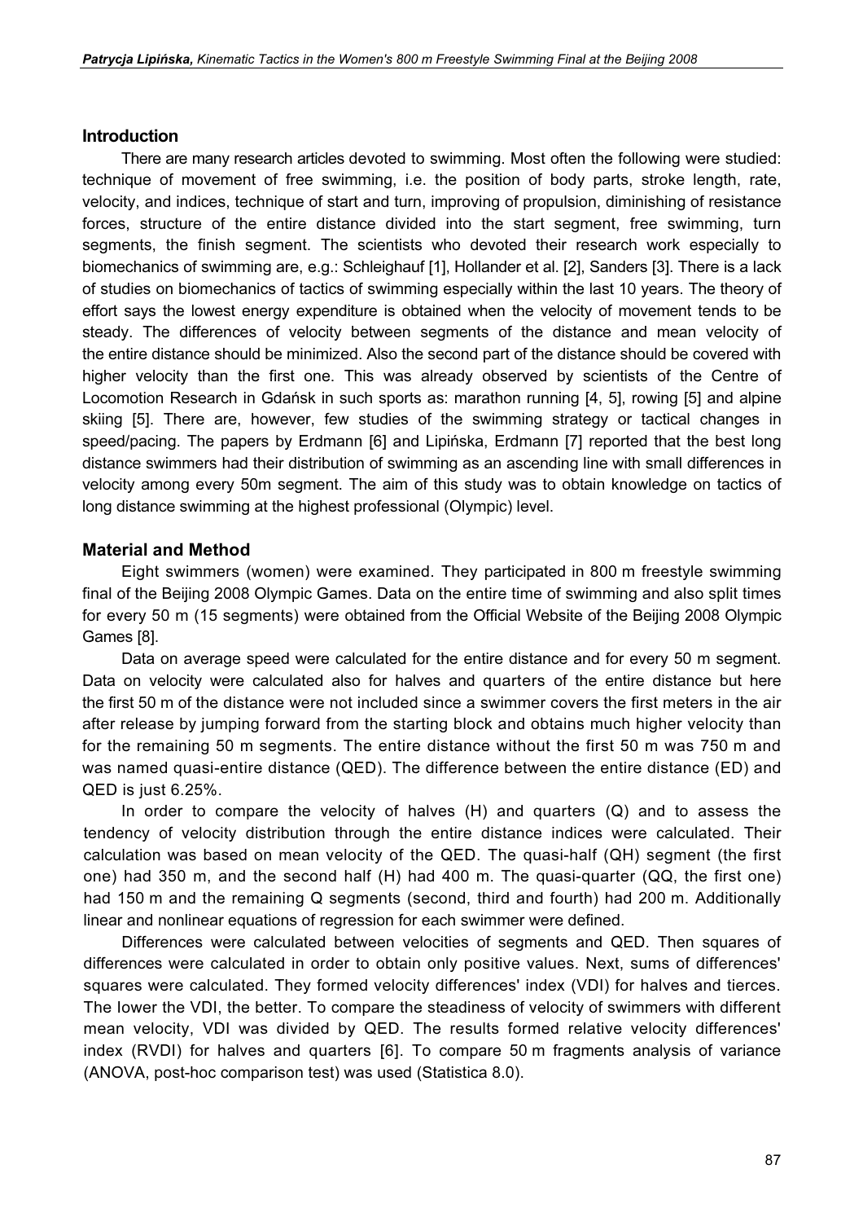## Introduction

There are many research articles devoted to swimming. Most often the following were studied: technique of movement of free swimming, i.e. the position of body parts, stroke length, rate, velocity, and indices, technique of start and turn, improving of propulsion, diminishing of resistance forces, structure of the entire distance divided into the start segment, free swimming, turn segments, the finish segment. The scientists who devoted their research work especially to biomechanics of swimming are, e.g.: Schleighauf [1], Hollander et al. [2], Sanders [3]. There is a lack of studies on biomechanics of tactics of swimming especially within the last 10 years. The theory of effort says the lowest energy expenditure is obtained when the velocity of movement tends to be steady. The differences of velocity between segments of the distance and mean velocity of the entire distance should be minimized. Also the second part of the distance should be covered with higher velocity than the first one. This was already observed by scientists of the Centre of Locomotion Research in Gdańsk in such sports as: marathon running [4, 5], rowing [5] and alpine skiing [5]. There are, however, few studies of the swimming strategy or tactical changes in speed/pacing. The papers by Erdmann [6] and Lipińska, Erdmann [7] reported that the best long distance swimmers had their distribution of swimming as an ascending line with small differences in velocity among every 50m segment. The aim of this study was to obtain knowledge on tactics of long distance swimming at the highest professional (Olympic) level.

## Material and Method

Eight swimmers (women) were examined. They participated in 800 m freestyle swimming final of the Beijing 2008 Olympic Games. Data on the entire time of swimming and also split times for every 50 m (15 segments) were obtained from the Official Website of the Beijing 2008 Olympic Games [8].

Data on average speed were calculated for the entire distance and for every 50 m segment. Data on velocity were calculated also for halves and quarters of the entire distance but here the first 50 m of the distance were not included since a swimmer covers the first meters in the air after release by jumping forward from the starting block and obtains much higher velocity than for the remaining 50 m segments. The entire distance without the first 50 m was 750 m and was named quasi-entire distance (QED). The difference between the entire distance (ED) and QED is just 6.25%.

In order to compare the velocity of halves (H) and quarters (Q) and to assess the tendency of velocity distribution through the entire distance indices were calculated. Their calculation was based on mean velocity of the QED. The quasi-half (QH) segment (the first one) had 350 m, and the second half (H) had 400 m. The quasi-quarter (QQ, the first one) had 150 m and the remaining Q segments (second, third and fourth) had 200 m. Additionally linear and nonlinear equations of regression for each swimmer were defined.

Differences were calculated between velocities of segments and QED. Then squares of differences were calculated in order to obtain only positive values. Next, sums of differences' squares were calculated. They formed velocity differences' index (VDI) for halves and tierces. The lower the VDI, the better. To compare the steadiness of velocity of swimmers with different mean velocity, VDI was divided by QED. The results formed relative velocity differences' index (RVDI) for halves and quarters [6]. To compare 50 m fragments analysis of variance (ANOVA, post-hoc comparison test) was used (Statistica 8.0).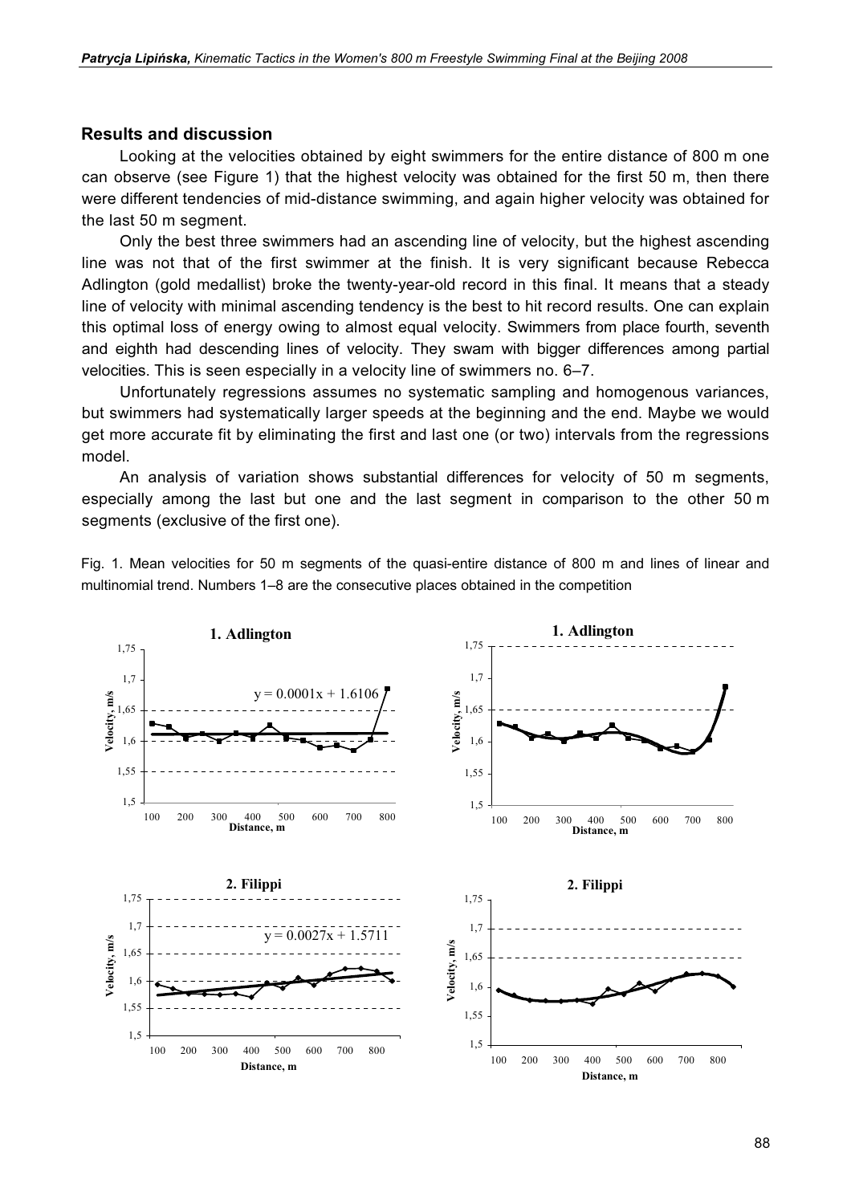## Results and discussion

Looking at the velocities obtained by eight swimmers for the entire distance of 800 m one can observe (see Figure 1) that the highest velocity was obtained for the first 50 m, then there were different tendencies of mid-distance swimming, and again higher velocity was obtained for the last 50 m segment.

Only the best three swimmers had an ascending line of velocity, but the highest ascending line was not that of the first swimmer at the finish. It is very significant because Rebecca Adlington (gold medallist) broke the twenty-year-old record in this final. It means that a steady line of velocity with minimal ascending tendency is the best to hit record results. One can explain this optimal loss of energy owing to almost equal velocity. Swimmers from place fourth, seventh and eighth had descending lines of velocity. They swam with bigger differences among partial velocities. This is seen especially in a velocity line of swimmers no. 6–7.

Unfortunately regressions assumes no systematic sampling and homogenous variances, but swimmers had systematically larger speeds at the beginning and the end. Maybe we would get more accurate fit by eliminating the first and last one (or two) intervals from the regressions model.

An analysis of variation shows substantial differences for velocity of 50 m segments, especially among the last but one and the last segment in comparison to the other 50 m segments (exclusive of the first one).

Fig. 1. Mean velocities for 50 m segments of the quasi-entire distance of 800 m and lines of linear and multinomial trend. Numbers 1–8 are the consecutive places obtained in the competition

**1. Adlington**

$y = 0.0001x + 1.6106$

**2. Filippi**

$y = 0.0027x + 1.5711$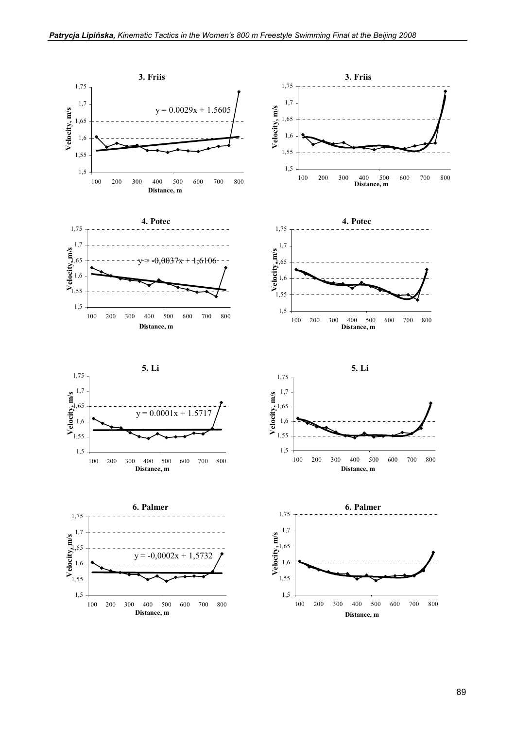**3. Friis**

$y = 0.0029x + 1.5605$

Velocity, m/s

Distance, m

**3. Friis**

Velocity, m/s

Distance, m

**4. Potec**

$y = -0,0037x + 1,6106$

Velocity, m/s

Distance, m

**4. Potec**

Velocity, m/s

Distance, m

**5. Li**

$y = 0.0001x + 1.5717$

Velocity, m/s

Distance, m

**5. Li**

Velocity, m/s

Distance, m

**6. Palmer**

$y = -0,0002x + 1,5732$

Velocity, m/s

Distance, m

**6. Palmer**

Velocity, m/s

Distance, m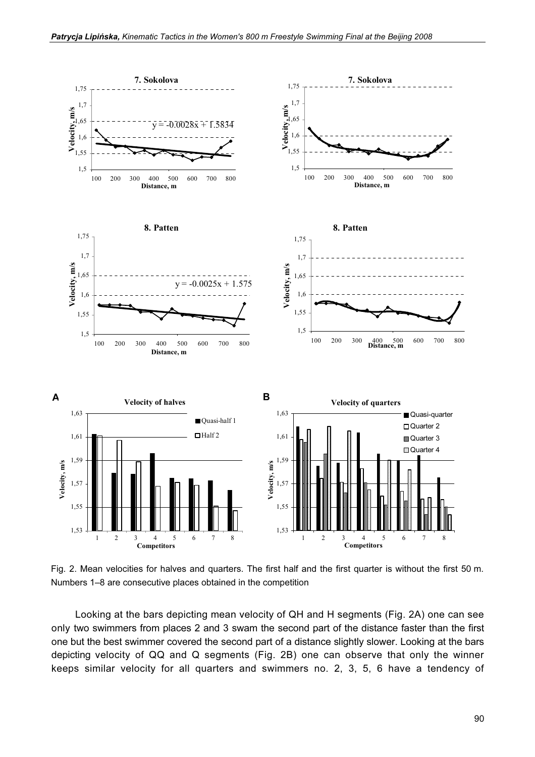Fig. 2. Mean velocities for halves and quarters. The first half and the first quarter is without the first 50 m. Numbers 1–8 are consecutive places obtained in the competition

Looking at the bars depicting mean velocity of QH and H segments (Fig. 2A) one can see only two swimmers from places 2 and 3 swam the second part of the distance faster than the first one but the best swimmer covered the second part of a distance slightly slower. Looking at the bars depicting velocity of QQ and Q segments (Fig. 2B) one can observe that only the winner keeps similar velocity for all quarters and swimmers no. 2, 3, 5, 6 have a tendency of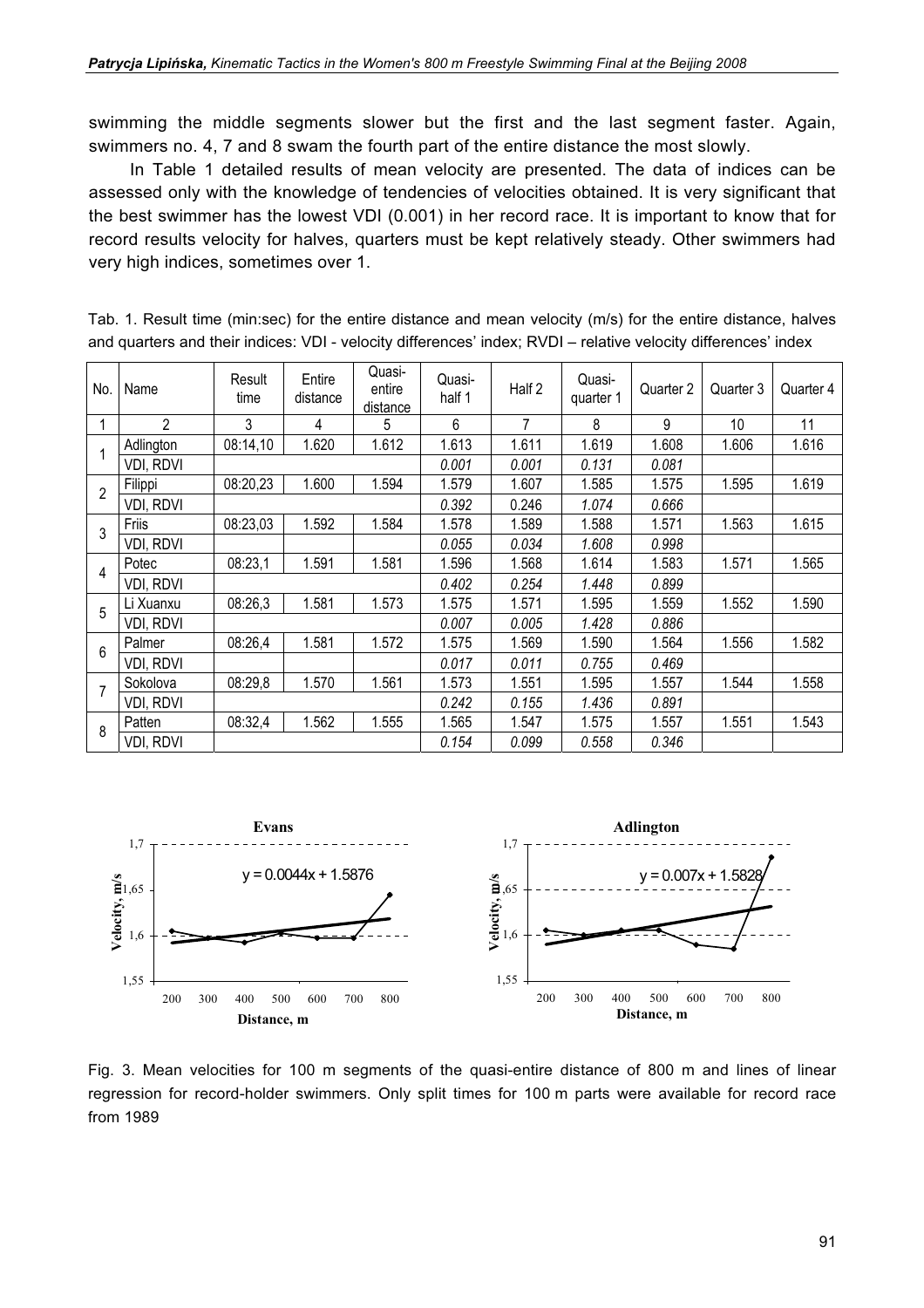swimming the middle segments slower but the first and the last segment faster. Again, swimmers no. 4, 7 and 8 swam the fourth part of the entire distance the most slowly.

In Table 1 detailed results of mean velocity are presented. The data of indices can be assessed only with the knowledge of tendencies of velocities obtained. It is very significant that the best swimmer has the lowest VDI (0.001) in her record race. It is important to know that for record results velocity for halves, quarters must be kept relatively steady. Other swimmers had very high indices, sometimes over 1.

Tab. 1. Result time (min:sec) for the entire distance and mean velocity (m/s) for the entire distance, halves and quarters and their indices: VDI - velocity differences' index; RVDI – relative velocity differences' index

| No. | Name | Result time | Entire distance | Quasi-entire distance | Quasi-half 1 | Half 2 | Quasi-quarter 1 | Quarter 2 | Quarter 3 | Quarter 4 |
|---|---|---|---|---|---|---|---|---|---|---|
| 1 | 2 | 3 | 4 | 5 | 6 | 7 | 8 | 9 | 10 | 11 |
| 1 | Adlington | 08:14,10 | 1.620 | 1.612 | 1.613 | 1.611 | 1.619 | 1.608 | 1.606 | 1.616 |
| | VDI, RDVI | | | | *0.001* | *0.001* | *0.131* | *0.081* | | |
| 2 | Filippi | 08:20,23 | 1.600 | 1.594 | 1.579 | 1.607 | 1.585 | 1.575 | 1.595 | 1.619 |
| | VDI, RDVI | | | | *0.392* | 0.246 | *1.074* | *0.666* | | |
| 3 | Friis | 08:23,03 | 1.592 | 1.584 | 1.578 | 1.589 | 1.588 | 1.571 | 1.563 | 1.615 |
| | VDI, RDVI | | | | *0.055* | *0.034* | *1.608* | *0.998* | | |
| 4 | Potec | 08:23,1 | 1.591 | 1.581 | 1.596 | 1.568 | 1.614 | 1.583 | 1.571 | 1.565 |
| | VDI, RDVI | | | | *0.402* | *0.254* | *1.448* | *0.899* | | |
| 5 | Li Xuanxu | 08:26,3 | 1.581 | 1.573 | 1.575 | 1.571 | 1.595 | 1.559 | 1.552 | 1.590 |
| | VDI, RDVI | | | | *0.007* | *0.005* | *1.428* | *0.886* | | |
| 6 | Palmer | 08:26,4 | 1.581 | 1.572 | 1.575 | 1.569 | 1.590 | 1.564 | 1.556 | 1.582 |
| | VDI, RDVI | | | | *0.017* | *0.011* | *0.755* | *0.469* | | |
| 7 | Sokolova | 08:29,8 | 1.570 | 1.561 | 1.573 | 1.551 | 1.595 | 1.557 | 1.544 | 1.558 |
| | VDI, RDVI | | | | *0.242* | *0.155* | *1.436* | *0.891* | | |
| 8 | Patten | 08:32,4 | 1.562 | 1.555 | 1.565 | 1.547 | 1.575 | 1.557 | 1.551 | 1.543 |
| | VDI, RDVI | | | | *0.154* | *0.099* | *0.558* | *0.346* | | |

Fig. 3. Mean velocities for 100 m segments of the quasi-entire distance of 800 m and lines of linear regression for record-holder swimmers. Only split times for 100 m parts were available for record race from 1989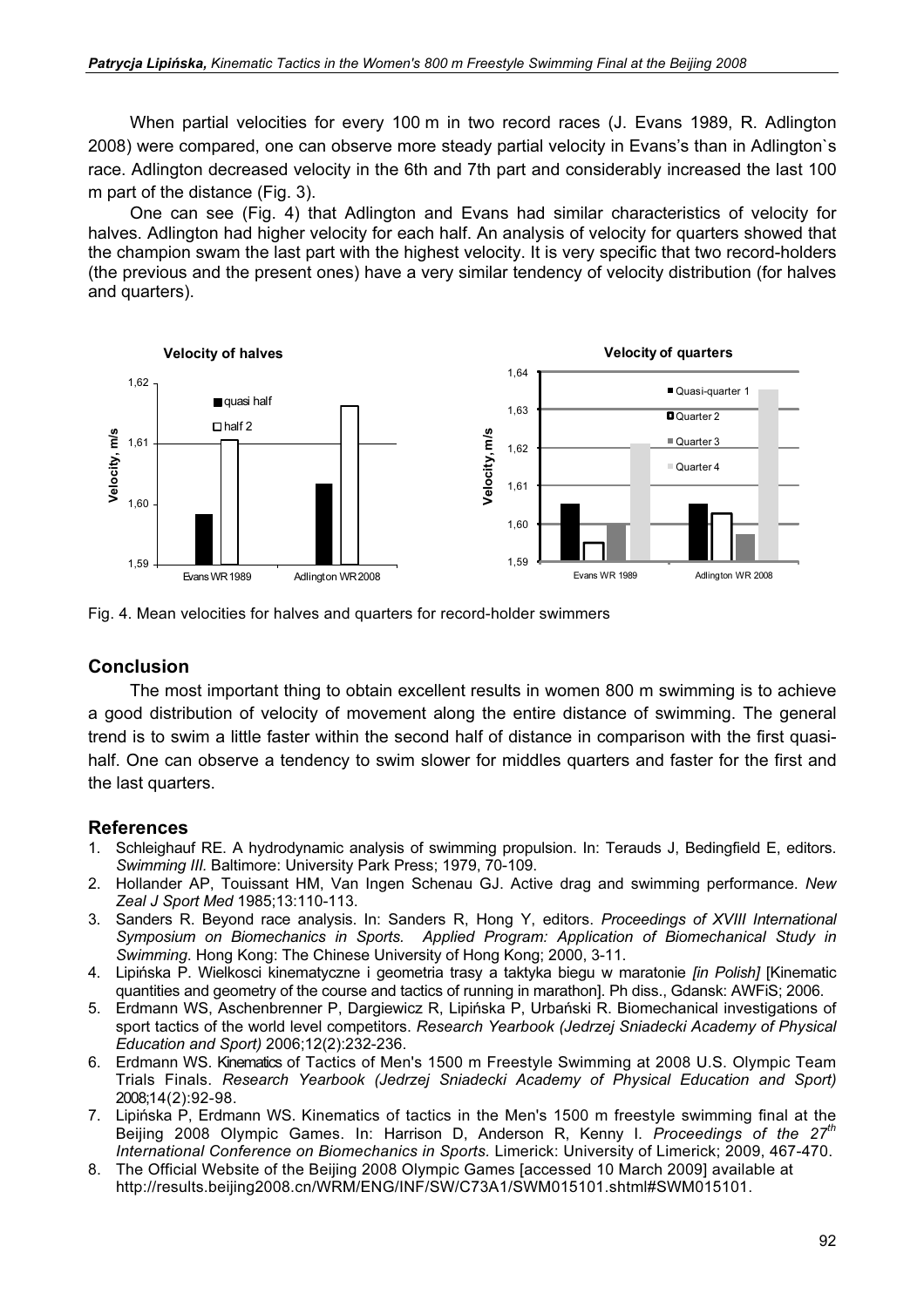When partial velocities for every 100 m in two record races (J. Evans 1989, R. Adlington 2008) were compared, one can observe more steady partial velocity in Evans's than in Adlington`s race. Adlington decreased velocity in the 6th and 7th part and considerably increased the last 100 m part of the distance (Fig. 3).

One can see (Fig. 4) that Adlington and Evans had similar characteristics of velocity for halves. Adlington had higher velocity for each half. An analysis of velocity for quarters showed that the champion swam the last part with the highest velocity. It is very specific that two record-holders (the previous and the present ones) have a very similar tendency of velocity distribution (for halves and quarters).

Velocity of halves

1,62
1,61
1,60
1,59

Velocity, m/s

quasi half
half 2

Evans WR 1989
Adlington WR 2008

Velocity of quarters

1,64
1,63
1,62
1,61
1,60
1,59

Velocity, m/s

Quasi-quarter 1
Quarter 2
Quarter 3
Quarter 4

Evans WR 1989
Adlington WR 2008

Fig. 4. Mean velocities for halves and quarters for record-holder swimmers

## Conclusion

The most important thing to obtain excellent results in women 800 m swimming is to achieve a good distribution of velocity of movement along the entire distance of swimming. The general trend is to swim a little faster within the second half of distance in comparison with the first quasi-half. One can observe a tendency to swim slower for middles quarters and faster for the first and the last quarters.

## References

1. Schleighauf RE. A hydrodynamic analysis of swimming propulsion. In: Terauds J, Bedingfield E, editors. *Swimming III*. Baltimore: University Park Press; 1979, 70-109.
2. Hollander AP, Touissant HM, Van Ingen Schenau GJ. Active drag and swimming performance. *New Zeal J Sport Med* 1985;13:110-113.
3. Sanders R. Beyond race analysis. In: Sanders R, Hong Y, editors. *Proceedings of XVIII International Symposium on Biomechanics in Sports. Applied Program: Application of Biomechanical Study in Swimming*. Hong Kong: The Chinese University of Hong Kong; 2000, 3-11.
4. Lipińska P. Wielkosci kinematyczne i geometria trasy a taktyka biegu w maratonie *[in Polish]* [Kinematic quantities and geometry of the course and tactics of running in marathon]. Ph diss., Gdansk: AWFiS; 2006.
5. Erdmann WS, Aschenbrenner P, Dargiewicz R, Lipińska P, Urbański R. Biomechanical investigations of sport tactics of the world level competitors. *Research Yearbook (Jedrzej Sniadecki Academy of Physical Education and Sport)* 2006;12(2):232-236.
6. Erdmann WS. Kinematics of Tactics of Men's 1500 m Freestyle Swimming at 2008 U.S. Olympic Team Trials Finals. *Research Yearbook (Jedrzej Sniadecki Academy of Physical Education and Sport)* 2008;14(2):92-98.
7. Lipińska P, Erdmann WS. Kinematics of tactics in the Men's 1500 m freestyle swimming final at the Beijing 2008 Olympic Games. In: Harrison D, Anderson R, Kenny I. *Proceedings of the 27th International Conference on Biomechanics in Sports*. Limerick: University of Limerick; 2009, 467-470.
8. The Official Website of the Beijing 2008 Olympic Games [accessed 10 March 2009] available at http://results.beijing2008.cn/WRM/ENG/INF/SW/C73A1/SWM015101.shtml#SWM015101.